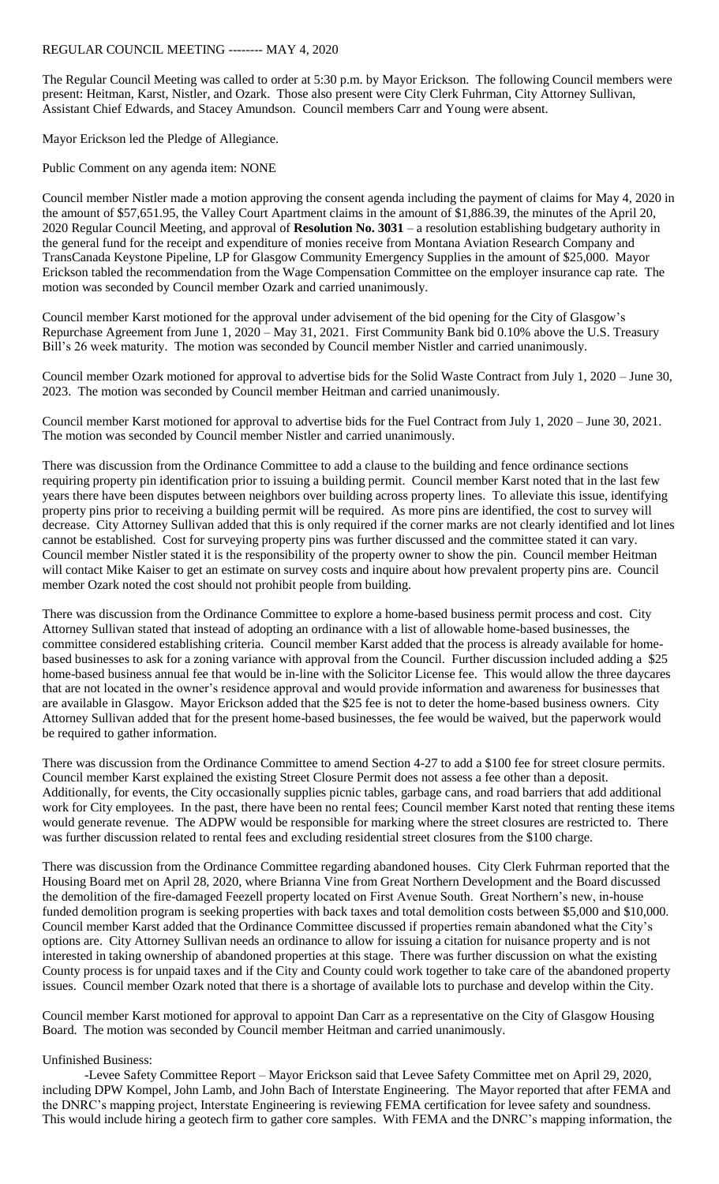REGULAR COUNCIL MEETING -------- MAY 4, 2020

The Regular Council Meeting was called to order at 5:30 p.m. by Mayor Erickson. The following Council members were present: Heitman, Karst, Nistler, and Ozark. Those also present were City Clerk Fuhrman, City Attorney Sullivan, Assistant Chief Edwards, and Stacey Amundson. Council members Carr and Young were absent.

Mayor Erickson led the Pledge of Allegiance.

Public Comment on any agenda item: NONE

Council member Nistler made a motion approving the consent agenda including the payment of claims for May 4, 2020 in the amount of $57,651.95, the Valley Court Apartment claims in the amount of $1,886.39, the minutes of the April 20, 2020 Regular Council Meeting, and approval of **Resolution No. 3031** – a resolution establishing budgetary authority in the general fund for the receipt and expenditure of monies receive from Montana Aviation Research Company and TransCanada Keystone Pipeline, LP for Glasgow Community Emergency Supplies in the amount of $25,000. Mayor Erickson tabled the recommendation from the Wage Compensation Committee on the employer insurance cap rate. The motion was seconded by Council member Ozark and carried unanimously.

Council member Karst motioned for the approval under advisement of the bid opening for the City of Glasgow's Repurchase Agreement from June 1, 2020 – May 31, 2021. First Community Bank bid 0.10% above the U.S. Treasury Bill's 26 week maturity. The motion was seconded by Council member Nistler and carried unanimously.

Council member Ozark motioned for approval to advertise bids for the Solid Waste Contract from July 1, 2020 – June 30, 2023. The motion was seconded by Council member Heitman and carried unanimously.

Council member Karst motioned for approval to advertise bids for the Fuel Contract from July 1, 2020 – June 30, 2021. The motion was seconded by Council member Nistler and carried unanimously.

There was discussion from the Ordinance Committee to add a clause to the building and fence ordinance sections requiring property pin identification prior to issuing a building permit. Council member Karst noted that in the last few years there have been disputes between neighbors over building across property lines. To alleviate this issue, identifying property pins prior to receiving a building permit will be required. As more pins are identified, the cost to survey will decrease. City Attorney Sullivan added that this is only required if the corner marks are not clearly identified and lot lines cannot be established. Cost for surveying property pins was further discussed and the committee stated it can vary. Council member Nistler stated it is the responsibility of the property owner to show the pin. Council member Heitman will contact Mike Kaiser to get an estimate on survey costs and inquire about how prevalent property pins are. Council member Ozark noted the cost should not prohibit people from building.

There was discussion from the Ordinance Committee to explore a home-based business permit process and cost. City Attorney Sullivan stated that instead of adopting an ordinance with a list of allowable home-based businesses, the committee considered establishing criteria. Council member Karst added that the process is already available for home-based businesses to ask for a zoning variance with approval from the Council. Further discussion included adding a $25 home-based business annual fee that would be in-line with the Solicitor License fee. This would allow the three daycares that are not located in the owner's residence approval and would provide information and awareness for businesses that are available in Glasgow. Mayor Erickson added that the $25 fee is not to deter the home-based business owners. City Attorney Sullivan added that for the present home-based businesses, the fee would be waived, but the paperwork would be required to gather information.

There was discussion from the Ordinance Committee to amend Section 4-27 to add a $100 fee for street closure permits. Council member Karst explained the existing Street Closure Permit does not assess a fee other than a deposit. Additionally, for events, the City occasionally supplies picnic tables, garbage cans, and road barriers that add additional work for City employees. In the past, there have been no rental fees; Council member Karst noted that renting these items would generate revenue. The ADPW would be responsible for marking where the street closures are restricted to. There was further discussion related to rental fees and excluding residential street closures from the $100 charge.

There was discussion from the Ordinance Committee regarding abandoned houses. City Clerk Fuhrman reported that the Housing Board met on April 28, 2020, where Brianna Vine from Great Northern Development and the Board discussed the demolition of the fire-damaged Feezell property located on First Avenue South. Great Northern's new, in-house funded demolition program is seeking properties with back taxes and total demolition costs between $5,000 and $10,000. Council member Karst added that the Ordinance Committee discussed if properties remain abandoned what the City's options are. City Attorney Sullivan needs an ordinance to allow for issuing a citation for nuisance property and is not interested in taking ownership of abandoned properties at this stage. There was further discussion on what the existing County process is for unpaid taxes and if the City and County could work together to take care of the abandoned property issues. Council member Ozark noted that there is a shortage of available lots to purchase and develop within the City.

Council member Karst motioned for approval to appoint Dan Carr as a representative on the City of Glasgow Housing Board. The motion was seconded by Council member Heitman and carried unanimously.

Unfinished Business:

-Levee Safety Committee Report – Mayor Erickson said that Levee Safety Committee met on April 29, 2020, including DPW Kompel, John Lamb, and John Bach of Interstate Engineering. The Mayor reported that after FEMA and the DNRC's mapping project, Interstate Engineering is reviewing FEMA certification for levee safety and soundness. This would include hiring a geotech firm to gather core samples. With FEMA and the DNRC's mapping information, the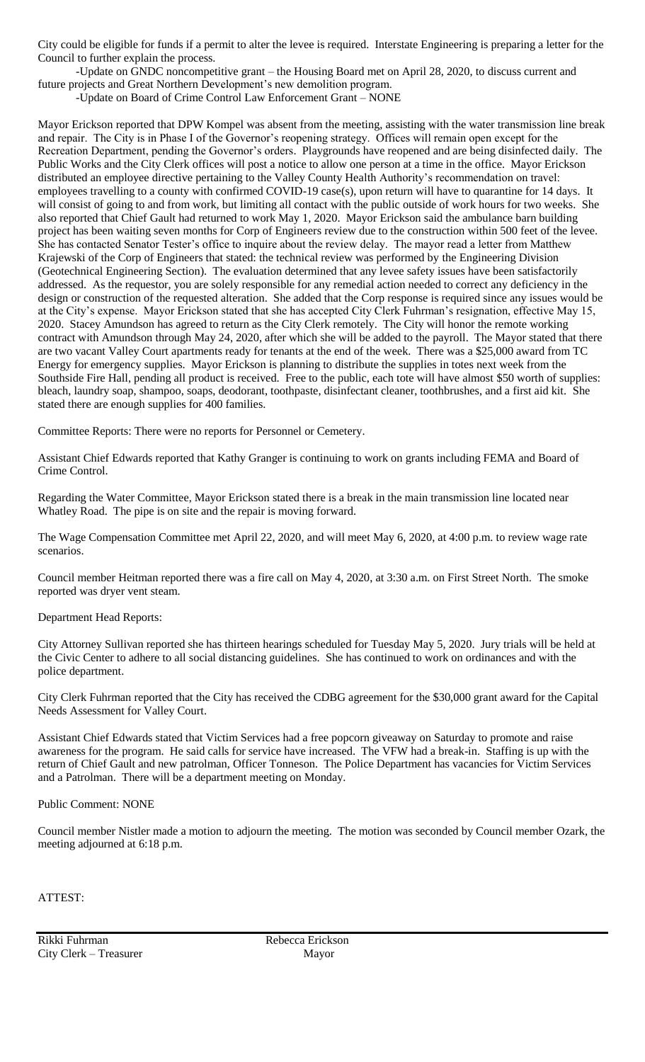City could be eligible for funds if a permit to alter the levee is required. Interstate Engineering is preparing a letter for the Council to further explain the process.

-Update on GNDC noncompetitive grant – the Housing Board met on April 28, 2020, to discuss current and future projects and Great Northern Development's new demolition program.

-Update on Board of Crime Control Law Enforcement Grant – NONE

Mayor Erickson reported that DPW Kompel was absent from the meeting, assisting with the water transmission line break and repair. The City is in Phase I of the Governor's reopening strategy. Offices will remain open except for the Recreation Department, pending the Governor's orders. Playgrounds have reopened and are being disinfected daily. The Public Works and the City Clerk offices will post a notice to allow one person at a time in the office. Mayor Erickson distributed an employee directive pertaining to the Valley County Health Authority's recommendation on travel: employees travelling to a county with confirmed COVID-19 case(s), upon return will have to quarantine for 14 days. It will consist of going to and from work, but limiting all contact with the public outside of work hours for two weeks. She also reported that Chief Gault had returned to work May 1, 2020. Mayor Erickson said the ambulance barn building project has been waiting seven months for Corp of Engineers review due to the construction within 500 feet of the levee. She has contacted Senator Tester's office to inquire about the review delay. The mayor read a letter from Matthew Krajewski of the Corp of Engineers that stated: the technical review was performed by the Engineering Division (Geotechnical Engineering Section). The evaluation determined that any levee safety issues have been satisfactorily addressed. As the requestor, you are solely responsible for any remedial action needed to correct any deficiency in the design or construction of the requested alteration. She added that the Corp response is required since any issues would be at the City's expense. Mayor Erickson stated that she has accepted City Clerk Fuhrman's resignation, effective May 15, 2020. Stacey Amundson has agreed to return as the City Clerk remotely. The City will honor the remote working contract with Amundson through May 24, 2020, after which she will be added to the payroll. The Mayor stated that there are two vacant Valley Court apartments ready for tenants at the end of the week. There was a $25,000 award from TC Energy for emergency supplies. Mayor Erickson is planning to distribute the supplies in totes next week from the Southside Fire Hall, pending all product is received. Free to the public, each tote will have almost $50 worth of supplies: bleach, laundry soap, shampoo, soaps, deodorant, toothpaste, disinfectant cleaner, toothbrushes, and a first aid kit. She stated there are enough supplies for 400 families.

Committee Reports: There were no reports for Personnel or Cemetery.

Assistant Chief Edwards reported that Kathy Granger is continuing to work on grants including FEMA and Board of Crime Control.

Regarding the Water Committee, Mayor Erickson stated there is a break in the main transmission line located near Whatley Road. The pipe is on site and the repair is moving forward.

The Wage Compensation Committee met April 22, 2020, and will meet May 6, 2020, at 4:00 p.m. to review wage rate scenarios.

Council member Heitman reported there was a fire call on May 4, 2020, at 3:30 a.m. on First Street North. The smoke reported was dryer vent steam.

Department Head Reports:

City Attorney Sullivan reported she has thirteen hearings scheduled for Tuesday May 5, 2020. Jury trials will be held at the Civic Center to adhere to all social distancing guidelines. She has continued to work on ordinances and with the police department.

City Clerk Fuhrman reported that the City has received the CDBG agreement for the $30,000 grant award for the Capital Needs Assessment for Valley Court.

Assistant Chief Edwards stated that Victim Services had a free popcorn giveaway on Saturday to promote and raise awareness for the program. He said calls for service have increased. The VFW had a break-in. Staffing is up with the return of Chief Gault and new patrolman, Officer Tonneson. The Police Department has vacancies for Victim Services and a Patrolman. There will be a department meeting on Monday.

Public Comment: NONE

Council member Nistler made a motion to adjourn the meeting. The motion was seconded by Council member Ozark, the meeting adjourned at 6:18 p.m.

ATTEST:

| | |
|---|---|
| Rikki Fuhrman | Rebecca Erickson |
| City Clerk – Treasurer | Mayor |